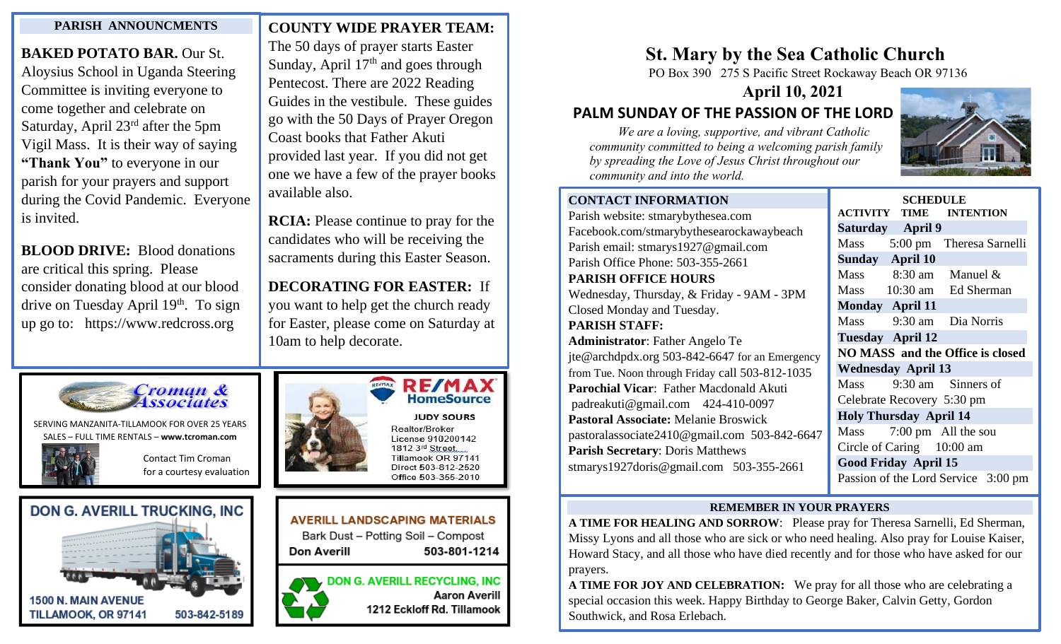# St. Mary by the Sea Catholic Church

PO Box 390 275 S Pacific Street Rockaway Beach OR 97136

## April 10, 2021

## PALM SUNDAY OF THE PASSION OF THE LORD

*We are a loving, supportive, and vibrant Catholic community committed to being a welcoming parish family by spreading the Love of Jesus Christ throughout our community and into the world.*

## PARISH ANNOUNCMENTS

**BAKED POTATO BAR.** Our St. Aloysius School in Uganda Steering Committee is inviting everyone to come together and celebrate on Saturday, April 23rd after the 5pm Vigil Mass. It is their way of saying **"Thank You"** to everyone in our parish for your prayers and support during the Covid Pandemic. Everyone is invited.

**BLOOD DRIVE:** Blood donations are critical this spring. Please consider donating blood at our blood drive on Tuesday April 19th. To sign up go to: https://www.redcross.org

**COUNTY WIDE PRAYER TEAM:** The 50 days of prayer starts Easter Sunday, April 17th and goes through Pentecost. There are 2022 Reading Guides in the vestibule. These guides go with the 50 Days of Prayer Oregon Coast books that Father Akuti provided last year. If you did not get one we have a few of the prayer books available also.

**RCIA:** Please continue to pray for the candidates who will be receiving the sacraments during this Easter Season.

**DECORATING FOR EASTER:** If you want to help get the church ready for Easter, please come on Saturday at 10am to help decorate.

**Croman & Associates**
SERVING MANZANITA-TILLAMOOK FOR OVER 25 YEARS
SALES – FULL TIME RENTALS – **www.tcroman.com**
Contact Tim Croman for a courtesy evaluation

**RE/MAX HomeSource**
JUDY SOURS
Realtor/Broker
License 910200142
1812 3rd Street
Tillamook OR 97141
Direct 503-812-2520
Office 503-355-2010

**DON G. AVERILL TRUCKING, INC**
1500 N. MAIN AVENUE
TILLAMOOK, OR 97141 503-842-5189

**AVERILL LANDSCAPING MATERIALS**
Bark Dust – Potting Soil – Compost
Don Averill 503-801-1214

**DON G. AVERILL RECYCLING, INC**
Aaron Averill
1212 Eckloff Rd. Tillamook

## CONTACT INFORMATION

Parish website: stmarybythesea.com
Facebook.com/stmarybythesearockawaybeach
Parish email: stmarys1927@gmail.com
Parish Office Phone: 503-355-2661

**PARISH OFFICE HOURS**
Wednesday, Thursday, & Friday - 9AM - 3PM
Closed Monday and Tuesday.

**PARISH STAFF:**
**Administrator**: Father Angelo Te
jte@archdpdx.org 503-842-6647 for an Emergency from Tue. Noon through Friday call 503-812-1035
**Parochial Vicar**: Father Macdonald Akuti
padreakuti@gmail.com 424-410-0097
**Pastoral Associate:** Melanie Broswick
pastoralassociate2410@gmail.com 503-842-6647
**Parish Secretary**: Doris Matthews
stmarys1927doris@gmail.com 503-355-2661

## SCHEDULE

| ACTIVITY | TIME | INTENTION |
|---|---|---|
| **Saturday April 9** | | |
| Mass | 5:00 pm | Theresa Sarnelli |
| **Sunday April 10** | | |
| Mass | 8:30 am | Manuel & |
| Mass | 10:30 am | Ed Sherman |
| **Monday April 11** | | |
| Mass | 9:30 am | Dia Norris |
| **Tuesday April 12** | | |
| **NO MASS and the Office is closed** | | |
| **Wednesday April 13** | | |
| Mass | 9:30 am | Sinners of |
| Celebrate Recovery | 5:30 pm | |
| **Holy Thursday April 14** | | |
| Mass | 7:00 pm | All the sou |
| Circle of Caring | 10:00 am | |
| **Good Friday April 15** | | |
| Passion of the Lord Service | 3:00 pm | |

## REMEMBER IN YOUR PRAYERS

**A TIME FOR HEALING AND SORROW**: Please pray for Theresa Sarnelli, Ed Sherman, Missy Lyons and all those who are sick or who need healing. Also pray for Louise Kaiser, Howard Stacy, and all those who have died recently and for those who have asked for our prayers.

**A TIME FOR JOY AND CELEBRATION:** We pray for all those who are celebrating a special occasion this week. Happy Birthday to George Baker, Calvin Getty, Gordon Southwick, and Rosa Erlebach.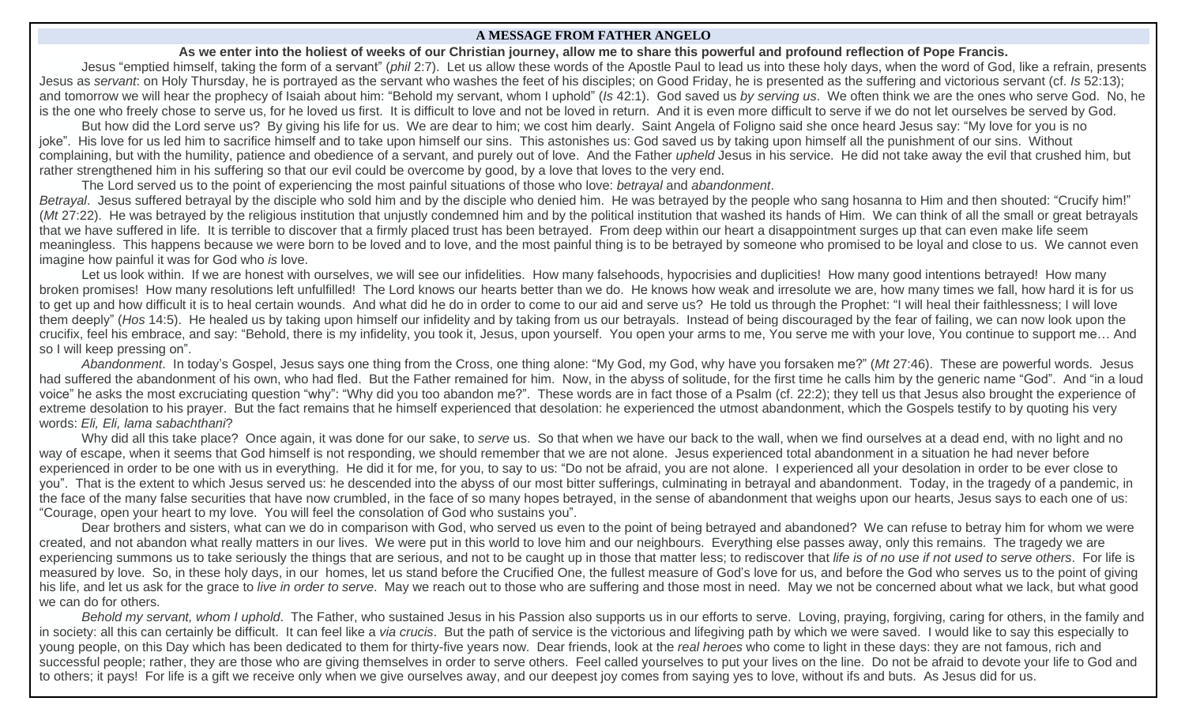## A MESSAGE FROM FATHER ANGELO

**As we enter into the holiest of weeks of our Christian journey, allow me to share this powerful and profound reflection of Pope Francis.**

Jesus "emptied himself, taking the form of a servant" (*phil* 2:7). Let us allow these words of the Apostle Paul to lead us into these holy days, when the word of God, like a refrain, presents Jesus as *servant*: on Holy Thursday, he is portrayed as the servant who washes the feet of his disciples; on Good Friday, he is presented as the suffering and victorious servant (cf. *Is* 52:13); and tomorrow we will hear the prophecy of Isaiah about him: "Behold my servant, whom I uphold" (*Is* 42:1). God saved us *by serving us*. We often think we are the ones who serve God. No, he is the one who freely chose to serve us, for he loved us first. It is difficult to love and not be loved in return. And it is even more difficult to serve if we do not let ourselves be served by God.

But how did the Lord serve us? By giving his life for us. We are dear to him; we cost him dearly. Saint Angela of Foligno said she once heard Jesus say: "My love for you is no joke". His love for us led him to sacrifice himself and to take upon himself our sins. This astonishes us: God saved us by taking upon himself all the punishment of our sins. Without complaining, but with the humility, patience and obedience of a servant, and purely out of love. And the Father *upheld* Jesus in his service. He did not take away the evil that crushed him, but rather strengthened him in his suffering so that our evil could be overcome by good, by a love that loves to the very end.

The Lord served us to the point of experiencing the most painful situations of those who love: *betrayal* and *abandonment*.

*Betrayal*. Jesus suffered betrayal by the disciple who sold him and by the disciple who denied him. He was betrayed by the people who sang hosanna to Him and then shouted: "Crucify him!" (*Mt* 27:22). He was betrayed by the religious institution that unjustly condemned him and by the political institution that washed its hands of Him. We can think of all the small or great betrayals that we have suffered in life. It is terrible to discover that a firmly placed trust has been betrayed. From deep within our heart a disappointment surges up that can even make life seem meaningless. This happens because we were born to be loved and to love, and the most painful thing is to be betrayed by someone who promised to be loyal and close to us. We cannot even imagine how painful it was for God who *is* love.

Let us look within. If we are honest with ourselves, we will see our infidelities. How many falsehoods, hypocrisies and duplicities! How many good intentions betrayed! How many broken promises! How many resolutions left unfulfilled! The Lord knows our hearts better than we do. He knows how weak and irresolute we are, how many times we fall, how hard it is for us to get up and how difficult it is to heal certain wounds. And what did he do in order to come to our aid and serve us? He told us through the Prophet: "I will heal their faithlessness; I will love them deeply" (*Hos* 14:5). He healed us by taking upon himself our infidelity and by taking from us our betrayals. Instead of being discouraged by the fear of failing, we can now look upon the crucifix, feel his embrace, and say: "Behold, there is my infidelity, you took it, Jesus, upon yourself. You open your arms to me, You serve me with your love, You continue to support me… And so I will keep pressing on".

*Abandonment*. In today's Gospel, Jesus says one thing from the Cross, one thing alone: "My God, my God, why have you forsaken me?" (*Mt* 27:46). These are powerful words. Jesus had suffered the abandonment of his own, who had fled. But the Father remained for him. Now, in the abyss of solitude, for the first time he calls him by the generic name "God". And "in a loud voice" he asks the most excruciating question "why": "Why did you too abandon me?". These words are in fact those of a Psalm (cf. 22:2); they tell us that Jesus also brought the experience of extreme desolation to his prayer. But the fact remains that he himself experienced that desolation: he experienced the utmost abandonment, which the Gospels testify to by quoting his very words: *Eli, Eli, lama sabachthani*?

Why did all this take place? Once again, it was done for our sake, to *serve* us. So that when we have our back to the wall, when we find ourselves at a dead end, with no light and no way of escape, when it seems that God himself is not responding, we should remember that we are not alone. Jesus experienced total abandonment in a situation he had never before experienced in order to be one with us in everything. He did it for me, for you, to say to us: "Do not be afraid, you are not alone. I experienced all your desolation in order to be ever close to you". That is the extent to which Jesus served us: he descended into the abyss of our most bitter sufferings, culminating in betrayal and abandonment. Today, in the tragedy of a pandemic, in the face of the many false securities that have now crumbled, in the face of so many hopes betrayed, in the sense of abandonment that weighs upon our hearts, Jesus says to each one of us: "Courage, open your heart to my love. You will feel the consolation of God who sustains you".

Dear brothers and sisters, what can we do in comparison with God, who served us even to the point of being betrayed and abandoned? We can refuse to betray him for whom we were created, and not abandon what really matters in our lives. We were put in this world to love him and our neighbours. Everything else passes away, only this remains. The tragedy we are experiencing summons us to take seriously the things that are serious, and not to be caught up in those that matter less; to rediscover that *life is of no use if not used to serve others*. For life is measured by love. So, in these holy days, in our homes, let us stand before the Crucified One, the fullest measure of God's love for us, and before the God who serves us to the point of giving his life, and let us ask for the grace to *live in order to serve*. May we reach out to those who are suffering and those most in need. May we not be concerned about what we lack, but what good we can do for others.

*Behold my servant, whom I uphold*. The Father, who sustained Jesus in his Passion also supports us in our efforts to serve. Loving, praying, forgiving, caring for others, in the family and in society: all this can certainly be difficult. It can feel like a *via crucis*. But the path of service is the victorious and lifegiving path by which we were saved. I would like to say this especially to young people, on this Day which has been dedicated to them for thirty-five years now. Dear friends, look at the *real heroes* who come to light in these days: they are not famous, rich and successful people; rather, they are those who are giving themselves in order to serve others. Feel called yourselves to put your lives on the line. Do not be afraid to devote your life to God and to others; it pays! For life is a gift we receive only when we give ourselves away, and our deepest joy comes from saying yes to love, without ifs and buts. As Jesus did for us.